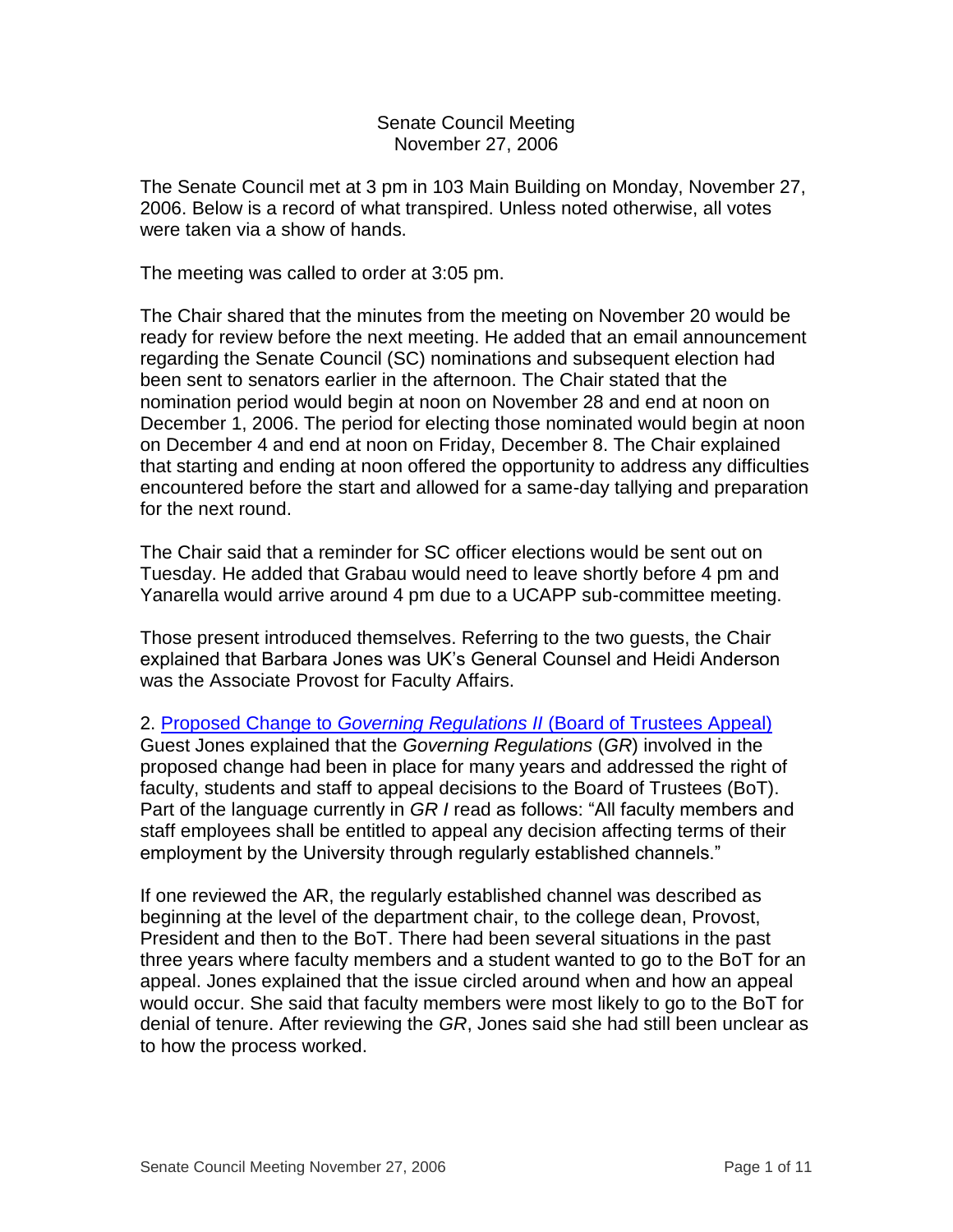# Senate Council Meeting
November 27, 2006

The Senate Council met at 3 pm in 103 Main Building on Monday, November 27, 2006. Below is a record of what transpired. Unless noted otherwise, all votes were taken via a show of hands.

The meeting was called to order at 3:05 pm.

The Chair shared that the minutes from the meeting on November 20 would be ready for review before the next meeting. He added that an email announcement regarding the Senate Council (SC) nominations and subsequent election had been sent to senators earlier in the afternoon. The Chair stated that the nomination period would begin at noon on November 28 and end at noon on December 1, 2006. The period for electing those nominated would begin at noon on December 4 and end at noon on Friday, December 8. The Chair explained that starting and ending at noon offered the opportunity to address any difficulties encountered before the start and allowed for a same-day tallying and preparation for the next round.

The Chair said that a reminder for SC officer elections would be sent out on Tuesday. He added that Grabau would need to leave shortly before 4 pm and Yanarella would arrive around 4 pm due to a UCAPP sub-committee meeting.

Those present introduced themselves. Referring to the two guests, the Chair explained that Barbara Jones was UK's General Counsel and Heidi Anderson was the Associate Provost for Faculty Affairs.

2. Proposed Change to *Governing Regulations II* (Board of Trustees Appeal)

Guest Jones explained that the *Governing Regulations* (*GR*) involved in the proposed change had been in place for many years and addressed the right of faculty, students and staff to appeal decisions to the Board of Trustees (BoT). Part of the language currently in *GR I* read as follows: "All faculty members and staff employees shall be entitled to appeal any decision affecting terms of their employment by the University through regularly established channels."

If one reviewed the AR, the regularly established channel was described as beginning at the level of the department chair, to the college dean, Provost, President and then to the BoT. There had been several situations in the past three years where faculty members and a student wanted to go to the BoT for an appeal. Jones explained that the issue circled around when and how an appeal would occur. She said that faculty members were most likely to go to the BoT for denial of tenure. After reviewing the *GR*, Jones said she had still been unclear as to how the process worked.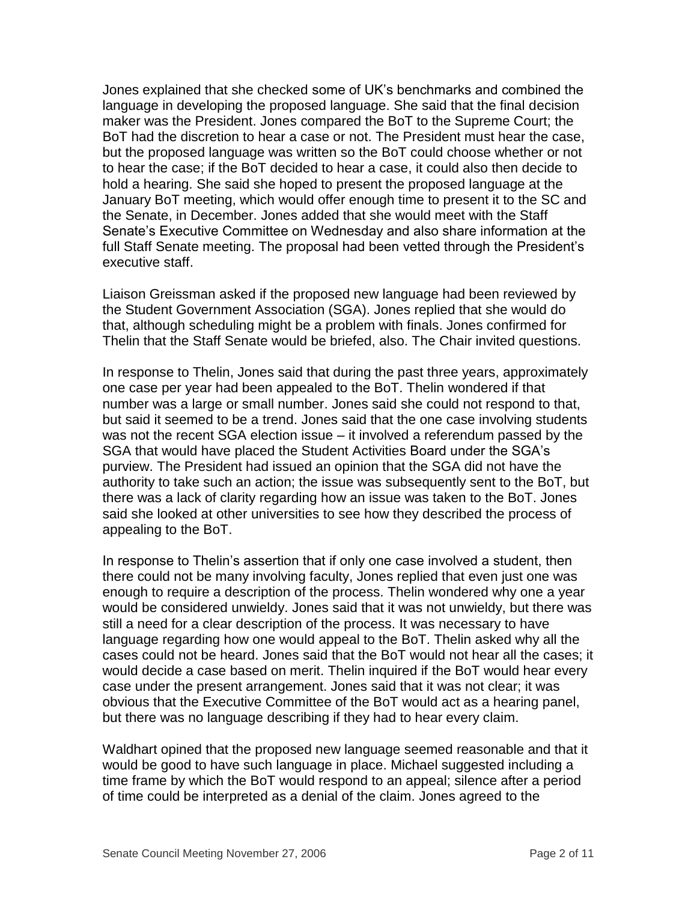Jones explained that she checked some of UK's benchmarks and combined the language in developing the proposed language. She said that the final decision maker was the President. Jones compared the BoT to the Supreme Court; the BoT had the discretion to hear a case or not. The President must hear the case, but the proposed language was written so the BoT could choose whether or not to hear the case; if the BoT decided to hear a case, it could also then decide to hold a hearing. She said she hoped to present the proposed language at the January BoT meeting, which would offer enough time to present it to the SC and the Senate, in December. Jones added that she would meet with the Staff Senate's Executive Committee on Wednesday and also share information at the full Staff Senate meeting. The proposal had been vetted through the President's executive staff.

Liaison Greissman asked if the proposed new language had been reviewed by the Student Government Association (SGA). Jones replied that she would do that, although scheduling might be a problem with finals. Jones confirmed for Thelin that the Staff Senate would be briefed, also. The Chair invited questions.

In response to Thelin, Jones said that during the past three years, approximately one case per year had been appealed to the BoT. Thelin wondered if that number was a large or small number. Jones said she could not respond to that, but said it seemed to be a trend. Jones said that the one case involving students was not the recent SGA election issue – it involved a referendum passed by the SGA that would have placed the Student Activities Board under the SGA's purview. The President had issued an opinion that the SGA did not have the authority to take such an action; the issue was subsequently sent to the BoT, but there was a lack of clarity regarding how an issue was taken to the BoT. Jones said she looked at other universities to see how they described the process of appealing to the BoT.

In response to Thelin's assertion that if only one case involved a student, then there could not be many involving faculty, Jones replied that even just one was enough to require a description of the process. Thelin wondered why one a year would be considered unwieldy. Jones said that it was not unwieldy, but there was still a need for a clear description of the process. It was necessary to have language regarding how one would appeal to the BoT. Thelin asked why all the cases could not be heard. Jones said that the BoT would not hear all the cases; it would decide a case based on merit. Thelin inquired if the BoT would hear every case under the present arrangement. Jones said that it was not clear; it was obvious that the Executive Committee of the BoT would act as a hearing panel, but there was no language describing if they had to hear every claim.

Waldhart opined that the proposed new language seemed reasonable and that it would be good to have such language in place. Michael suggested including a time frame by which the BoT would respond to an appeal; silence after a period of time could be interpreted as a denial of the claim. Jones agreed to the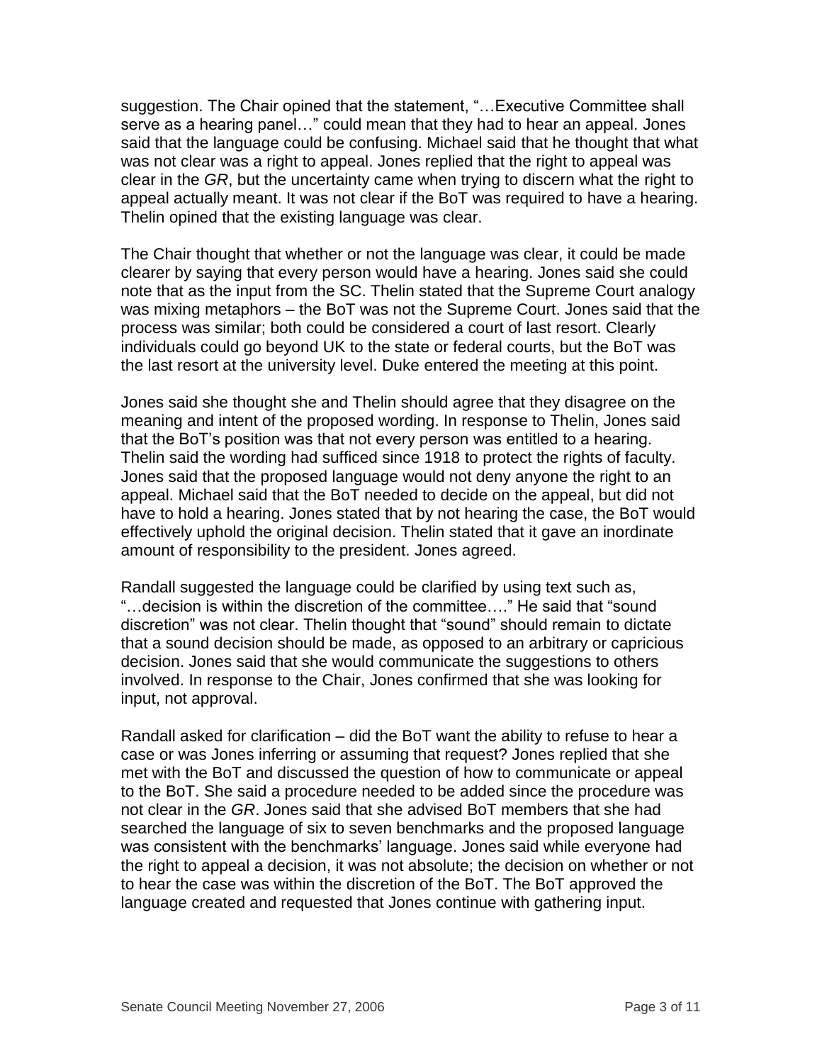suggestion. The Chair opined that the statement, "…Executive Committee shall serve as a hearing panel…" could mean that they had to hear an appeal. Jones said that the language could be confusing. Michael said that he thought that what was not clear was a right to appeal. Jones replied that the right to appeal was clear in the *GR*, but the uncertainty came when trying to discern what the right to appeal actually meant. It was not clear if the BoT was required to have a hearing. Thelin opined that the existing language was clear.

The Chair thought that whether or not the language was clear, it could be made clearer by saying that every person would have a hearing. Jones said she could note that as the input from the SC. Thelin stated that the Supreme Court analogy was mixing metaphors – the BoT was not the Supreme Court. Jones said that the process was similar; both could be considered a court of last resort. Clearly individuals could go beyond UK to the state or federal courts, but the BoT was the last resort at the university level. Duke entered the meeting at this point.

Jones said she thought she and Thelin should agree that they disagree on the meaning and intent of the proposed wording. In response to Thelin, Jones said that the BoT's position was that not every person was entitled to a hearing. Thelin said the wording had sufficed since 1918 to protect the rights of faculty. Jones said that the proposed language would not deny anyone the right to an appeal. Michael said that the BoT needed to decide on the appeal, but did not have to hold a hearing. Jones stated that by not hearing the case, the BoT would effectively uphold the original decision. Thelin stated that it gave an inordinate amount of responsibility to the president. Jones agreed.

Randall suggested the language could be clarified by using text such as, "…decision is within the discretion of the committee…." He said that "sound discretion" was not clear. Thelin thought that "sound" should remain to dictate that a sound decision should be made, as opposed to an arbitrary or capricious decision. Jones said that she would communicate the suggestions to others involved. In response to the Chair, Jones confirmed that she was looking for input, not approval.

Randall asked for clarification – did the BoT want the ability to refuse to hear a case or was Jones inferring or assuming that request? Jones replied that she met with the BoT and discussed the question of how to communicate or appeal to the BoT. She said a procedure needed to be added since the procedure was not clear in the *GR*. Jones said that she advised BoT members that she had searched the language of six to seven benchmarks and the proposed language was consistent with the benchmarks' language. Jones said while everyone had the right to appeal a decision, it was not absolute; the decision on whether or not to hear the case was within the discretion of the BoT. The BoT approved the language created and requested that Jones continue with gathering input.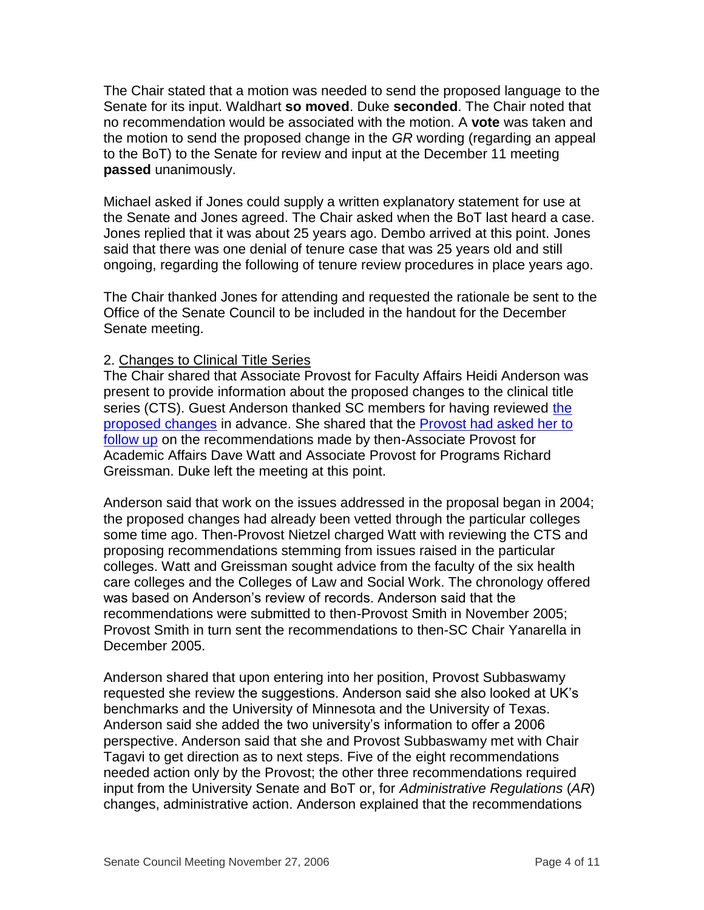The Chair stated that a motion was needed to send the proposed language to the Senate for its input. Waldhart **so moved**. Duke **seconded**. The Chair noted that no recommendation would be associated with the motion. A **vote** was taken and the motion to send the proposed change in the *GR* wording (regarding an appeal to the BoT) to the Senate for review and input at the December 11 meeting **passed** unanimously.

Michael asked if Jones could supply a written explanatory statement for use at the Senate and Jones agreed. The Chair asked when the BoT last heard a case. Jones replied that it was about 25 years ago. Dembo arrived at this point. Jones said that there was one denial of tenure case that was 25 years old and still ongoing, regarding the following of tenure review procedures in place years ago.

The Chair thanked Jones for attending and requested the rationale be sent to the Office of the Senate Council to be included in the handout for the December Senate meeting.

2. Changes to Clinical Title Series

The Chair shared that Associate Provost for Faculty Affairs Heidi Anderson was present to provide information about the proposed changes to the clinical title series (CTS). Guest Anderson thanked SC members for having reviewed the proposed changes in advance. She shared that the Provost had asked her to follow up on the recommendations made by then-Associate Provost for Academic Affairs Dave Watt and Associate Provost for Programs Richard Greissman. Duke left the meeting at this point.

Anderson said that work on the issues addressed in the proposal began in 2004; the proposed changes had already been vetted through the particular colleges some time ago. Then-Provost Nietzel charged Watt with reviewing the CTS and proposing recommendations stemming from issues raised in the particular colleges. Watt and Greissman sought advice from the faculty of the six health care colleges and the Colleges of Law and Social Work. The chronology offered was based on Anderson's review of records. Anderson said that the recommendations were submitted to then-Provost Smith in November 2005; Provost Smith in turn sent the recommendations to then-SC Chair Yanarella in December 2005.

Anderson shared that upon entering into her position, Provost Subbaswamy requested she review the suggestions. Anderson said she also looked at UK's benchmarks and the University of Minnesota and the University of Texas. Anderson said she added the two university's information to offer a 2006 perspective. Anderson said that she and Provost Subbaswamy met with Chair Tagavi to get direction as to next steps. Five of the eight recommendations needed action only by the Provost; the other three recommendations required input from the University Senate and BoT or, for *Administrative Regulations* (*AR*) changes, administrative action. Anderson explained that the recommendations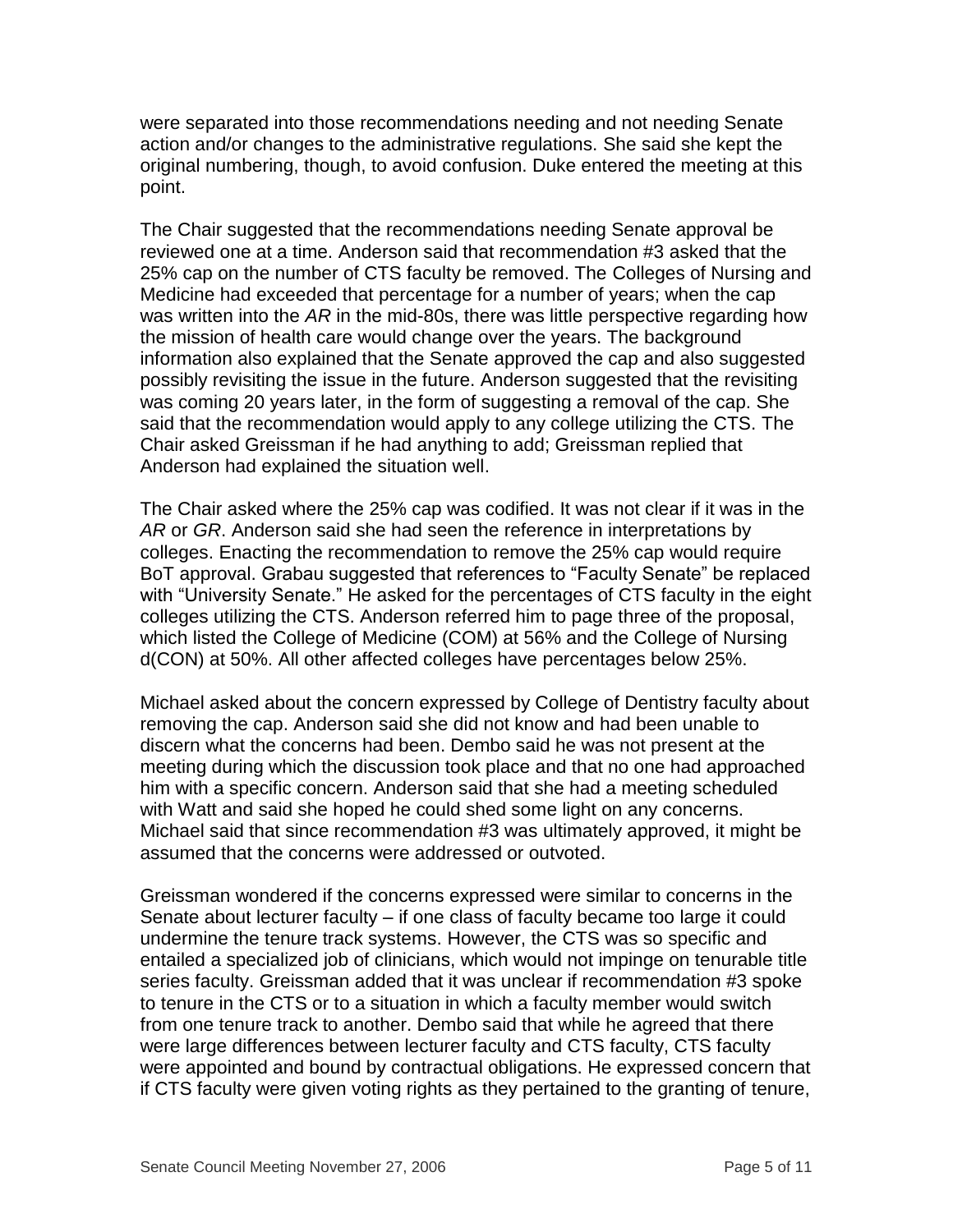were separated into those recommendations needing and not needing Senate action and/or changes to the administrative regulations. She said she kept the original numbering, though, to avoid confusion. Duke entered the meeting at this point.

The Chair suggested that the recommendations needing Senate approval be reviewed one at a time. Anderson said that recommendation #3 asked that the 25% cap on the number of CTS faculty be removed. The Colleges of Nursing and Medicine had exceeded that percentage for a number of years; when the cap was written into the *AR* in the mid-80s, there was little perspective regarding how the mission of health care would change over the years. The background information also explained that the Senate approved the cap and also suggested possibly revisiting the issue in the future. Anderson suggested that the revisiting was coming 20 years later, in the form of suggesting a removal of the cap. She said that the recommendation would apply to any college utilizing the CTS. The Chair asked Greissman if he had anything to add; Greissman replied that Anderson had explained the situation well.

The Chair asked where the 25% cap was codified. It was not clear if it was in the *AR* or *GR*. Anderson said she had seen the reference in interpretations by colleges. Enacting the recommendation to remove the 25% cap would require BoT approval. Grabau suggested that references to "Faculty Senate" be replaced with "University Senate." He asked for the percentages of CTS faculty in the eight colleges utilizing the CTS. Anderson referred him to page three of the proposal, which listed the College of Medicine (COM) at 56% and the College of Nursing d(CON) at 50%. All other affected colleges have percentages below 25%.

Michael asked about the concern expressed by College of Dentistry faculty about removing the cap. Anderson said she did not know and had been unable to discern what the concerns had been. Dembo said he was not present at the meeting during which the discussion took place and that no one had approached him with a specific concern. Anderson said that she had a meeting scheduled with Watt and said she hoped he could shed some light on any concerns. Michael said that since recommendation #3 was ultimately approved, it might be assumed that the concerns were addressed or outvoted.

Greissman wondered if the concerns expressed were similar to concerns in the Senate about lecturer faculty – if one class of faculty became too large it could undermine the tenure track systems. However, the CTS was so specific and entailed a specialized job of clinicians, which would not impinge on tenurable title series faculty. Greissman added that it was unclear if recommendation #3 spoke to tenure in the CTS or to a situation in which a faculty member would switch from one tenure track to another. Dembo said that while he agreed that there were large differences between lecturer faculty and CTS faculty, CTS faculty were appointed and bound by contractual obligations. He expressed concern that if CTS faculty were given voting rights as they pertained to the granting of tenure,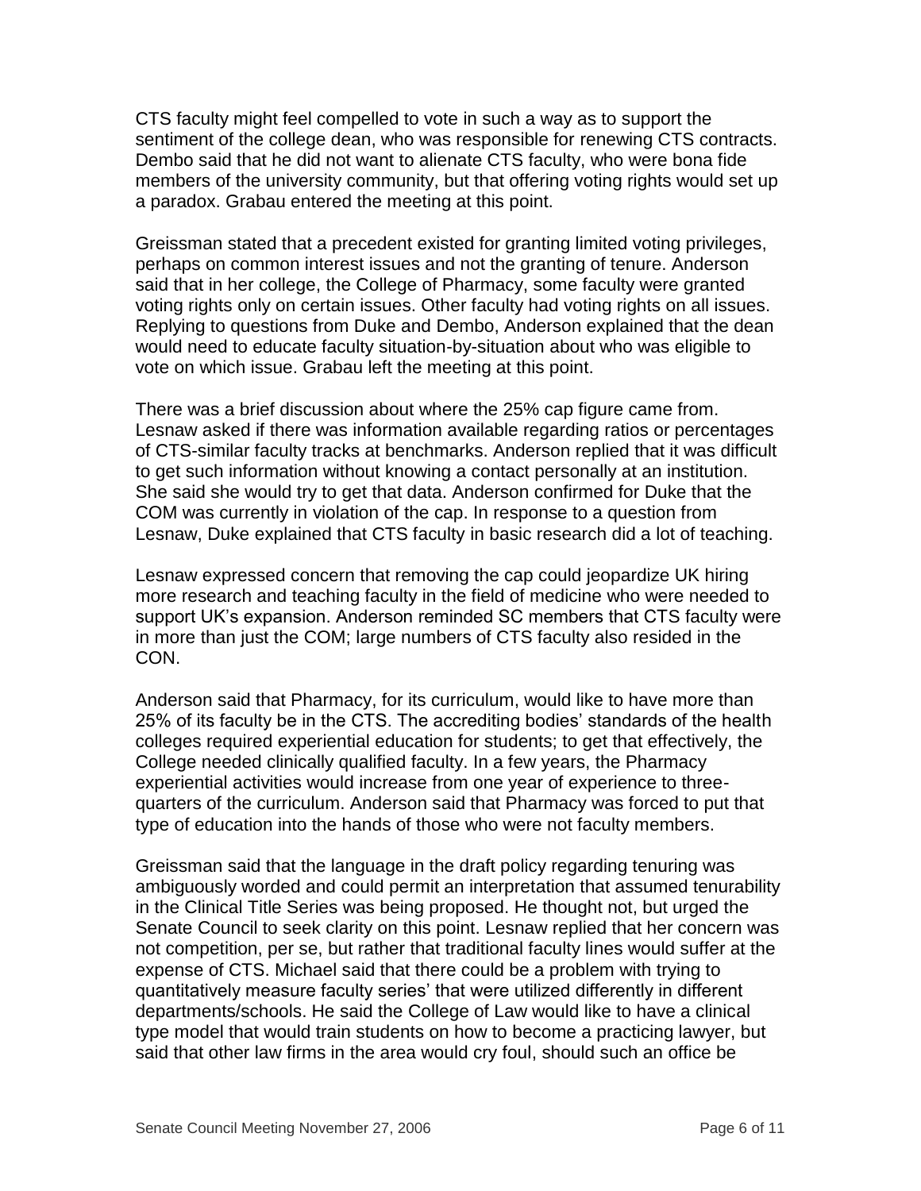CTS faculty might feel compelled to vote in such a way as to support the sentiment of the college dean, who was responsible for renewing CTS contracts. Dembo said that he did not want to alienate CTS faculty, who were bona fide members of the university community, but that offering voting rights would set up a paradox. Grabau entered the meeting at this point.

Greissman stated that a precedent existed for granting limited voting privileges, perhaps on common interest issues and not the granting of tenure. Anderson said that in her college, the College of Pharmacy, some faculty were granted voting rights only on certain issues. Other faculty had voting rights on all issues. Replying to questions from Duke and Dembo, Anderson explained that the dean would need to educate faculty situation-by-situation about who was eligible to vote on which issue. Grabau left the meeting at this point.

There was a brief discussion about where the 25% cap figure came from. Lesnaw asked if there was information available regarding ratios or percentages of CTS-similar faculty tracks at benchmarks. Anderson replied that it was difficult to get such information without knowing a contact personally at an institution. She said she would try to get that data. Anderson confirmed for Duke that the COM was currently in violation of the cap. In response to a question from Lesnaw, Duke explained that CTS faculty in basic research did a lot of teaching.

Lesnaw expressed concern that removing the cap could jeopardize UK hiring more research and teaching faculty in the field of medicine who were needed to support UK's expansion. Anderson reminded SC members that CTS faculty were in more than just the COM; large numbers of CTS faculty also resided in the CON.

Anderson said that Pharmacy, for its curriculum, would like to have more than 25% of its faculty be in the CTS. The accrediting bodies' standards of the health colleges required experiential education for students; to get that effectively, the College needed clinically qualified faculty. In a few years, the Pharmacy experiential activities would increase from one year of experience to three-quarters of the curriculum. Anderson said that Pharmacy was forced to put that type of education into the hands of those who were not faculty members.

Greissman said that the language in the draft policy regarding tenuring was ambiguously worded and could permit an interpretation that assumed tenurability in the Clinical Title Series was being proposed. He thought not, but urged the Senate Council to seek clarity on this point. Lesnaw replied that her concern was not competition, per se, but rather that traditional faculty lines would suffer at the expense of CTS. Michael said that there could be a problem with trying to quantitatively measure faculty series' that were utilized differently in different departments/schools. He said the College of Law would like to have a clinical type model that would train students on how to become a practicing lawyer, but said that other law firms in the area would cry foul, should such an office be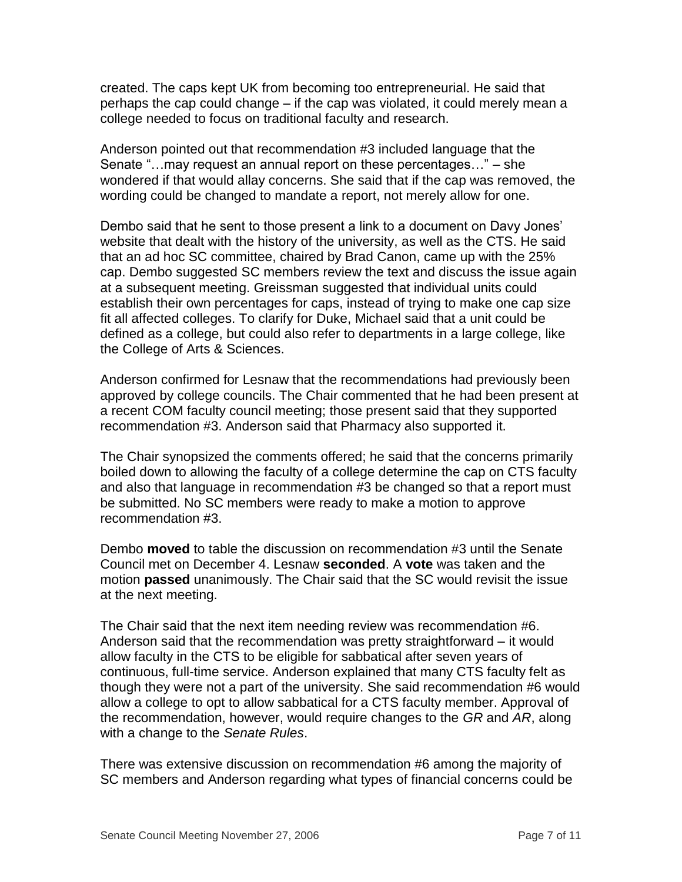created. The caps kept UK from becoming too entrepreneurial. He said that perhaps the cap could change – if the cap was violated, it could merely mean a college needed to focus on traditional faculty and research.

Anderson pointed out that recommendation #3 included language that the Senate "…may request an annual report on these percentages…" – she wondered if that would allay concerns. She said that if the cap was removed, the wording could be changed to mandate a report, not merely allow for one.

Dembo said that he sent to those present a link to a document on Davy Jones' website that dealt with the history of the university, as well as the CTS. He said that an ad hoc SC committee, chaired by Brad Canon, came up with the 25% cap. Dembo suggested SC members review the text and discuss the issue again at a subsequent meeting. Greissman suggested that individual units could establish their own percentages for caps, instead of trying to make one cap size fit all affected colleges. To clarify for Duke, Michael said that a unit could be defined as a college, but could also refer to departments in a large college, like the College of Arts & Sciences.

Anderson confirmed for Lesnaw that the recommendations had previously been approved by college councils. The Chair commented that he had been present at a recent COM faculty council meeting; those present said that they supported recommendation #3. Anderson said that Pharmacy also supported it.

The Chair synopsized the comments offered; he said that the concerns primarily boiled down to allowing the faculty of a college determine the cap on CTS faculty and also that language in recommendation #3 be changed so that a report must be submitted. No SC members were ready to make a motion to approve recommendation #3.

Dembo **moved** to table the discussion on recommendation #3 until the Senate Council met on December 4. Lesnaw **seconded**. A **vote** was taken and the motion **passed** unanimously. The Chair said that the SC would revisit the issue at the next meeting.

The Chair said that the next item needing review was recommendation #6. Anderson said that the recommendation was pretty straightforward – it would allow faculty in the CTS to be eligible for sabbatical after seven years of continuous, full-time service. Anderson explained that many CTS faculty felt as though they were not a part of the university. She said recommendation #6 would allow a college to opt to allow sabbatical for a CTS faculty member. Approval of the recommendation, however, would require changes to the *GR* and *AR*, along with a change to the *Senate Rules*.

There was extensive discussion on recommendation #6 among the majority of SC members and Anderson regarding what types of financial concerns could be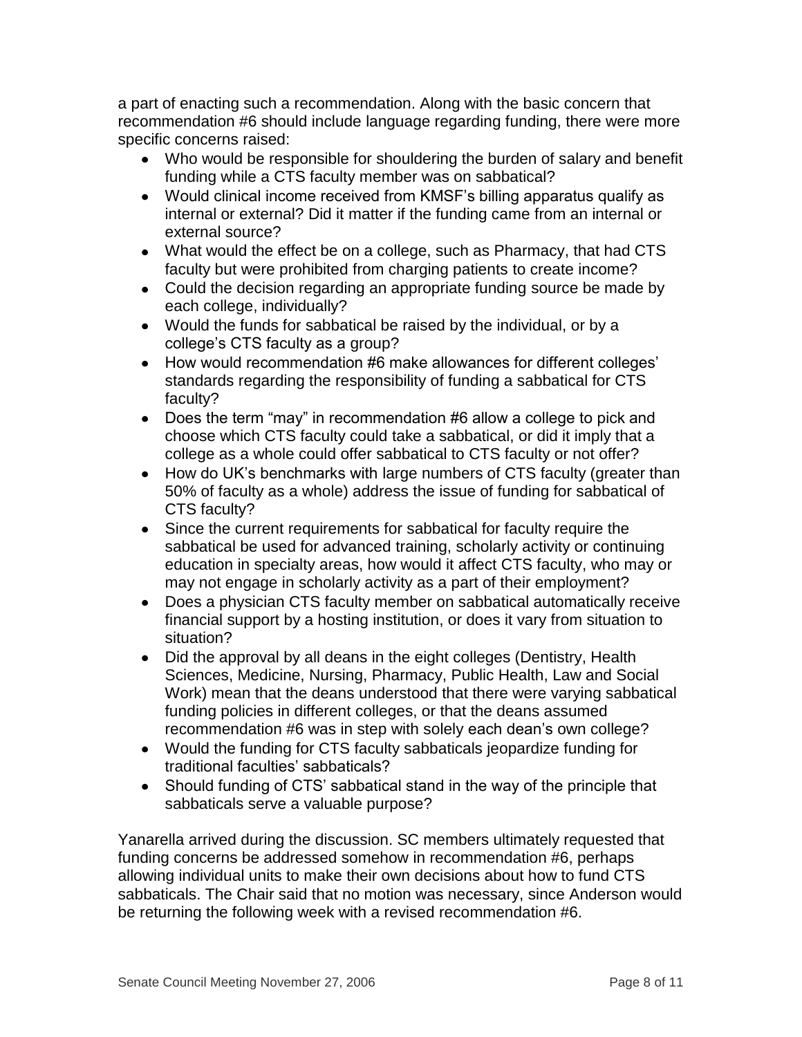a part of enacting such a recommendation. Along with the basic concern that recommendation #6 should include language regarding funding, there were more specific concerns raised:

- Who would be responsible for shouldering the burden of salary and benefit funding while a CTS faculty member was on sabbatical?
- Would clinical income received from KMSF's billing apparatus qualify as internal or external? Did it matter if the funding came from an internal or external source?
- What would the effect be on a college, such as Pharmacy, that had CTS faculty but were prohibited from charging patients to create income?
- Could the decision regarding an appropriate funding source be made by each college, individually?
- Would the funds for sabbatical be raised by the individual, or by a college's CTS faculty as a group?
- How would recommendation #6 make allowances for different colleges' standards regarding the responsibility of funding a sabbatical for CTS faculty?
- Does the term "may" in recommendation #6 allow a college to pick and choose which CTS faculty could take a sabbatical, or did it imply that a college as a whole could offer sabbatical to CTS faculty or not offer?
- How do UK's benchmarks with large numbers of CTS faculty (greater than 50% of faculty as a whole) address the issue of funding for sabbatical of CTS faculty?
- Since the current requirements for sabbatical for faculty require the sabbatical be used for advanced training, scholarly activity or continuing education in specialty areas, how would it affect CTS faculty, who may or may not engage in scholarly activity as a part of their employment?
- Does a physician CTS faculty member on sabbatical automatically receive financial support by a hosting institution, or does it vary from situation to situation?
- Did the approval by all deans in the eight colleges (Dentistry, Health Sciences, Medicine, Nursing, Pharmacy, Public Health, Law and Social Work) mean that the deans understood that there were varying sabbatical funding policies in different colleges, or that the deans assumed recommendation #6 was in step with solely each dean's own college?
- Would the funding for CTS faculty sabbaticals jeopardize funding for traditional faculties' sabbaticals?
- Should funding of CTS' sabbatical stand in the way of the principle that sabbaticals serve a valuable purpose?

Yanarella arrived during the discussion. SC members ultimately requested that funding concerns be addressed somehow in recommendation #6, perhaps allowing individual units to make their own decisions about how to fund CTS sabbaticals. The Chair said that no motion was necessary, since Anderson would be returning the following week with a revised recommendation #6.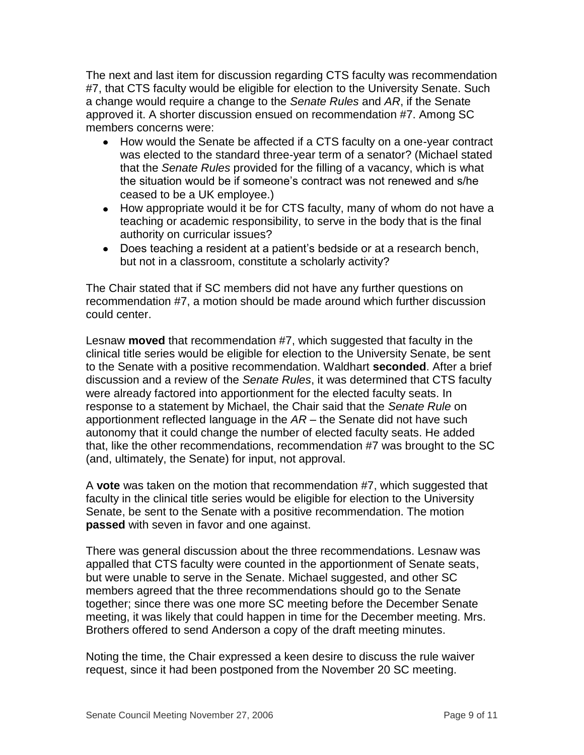The next and last item for discussion regarding CTS faculty was recommendation #7, that CTS faculty would be eligible for election to the University Senate. Such a change would require a change to the *Senate Rules* and *AR*, if the Senate approved it. A shorter discussion ensued on recommendation #7. Among SC members concerns were:

- How would the Senate be affected if a CTS faculty on a one-year contract was elected to the standard three-year term of a senator? (Michael stated that the *Senate Rules* provided for the filling of a vacancy, which is what the situation would be if someone's contract was not renewed and s/he ceased to be a UK employee.)
- How appropriate would it be for CTS faculty, many of whom do not have a teaching or academic responsibility, to serve in the body that is the final authority on curricular issues?
- Does teaching a resident at a patient's bedside or at a research bench, but not in a classroom, constitute a scholarly activity?

The Chair stated that if SC members did not have any further questions on recommendation #7, a motion should be made around which further discussion could center.

Lesnaw **moved** that recommendation #7, which suggested that faculty in the clinical title series would be eligible for election to the University Senate, be sent to the Senate with a positive recommendation. Waldhart **seconded**. After a brief discussion and a review of the *Senate Rules*, it was determined that CTS faculty were already factored into apportionment for the elected faculty seats. In response to a statement by Michael, the Chair said that the *Senate Rule* on apportionment reflected language in the *AR* – the Senate did not have such autonomy that it could change the number of elected faculty seats. He added that, like the other recommendations, recommendation #7 was brought to the SC (and, ultimately, the Senate) for input, not approval.

A **vote** was taken on the motion that recommendation #7, which suggested that faculty in the clinical title series would be eligible for election to the University Senate, be sent to the Senate with a positive recommendation. The motion **passed** with seven in favor and one against.

There was general discussion about the three recommendations. Lesnaw was appalled that CTS faculty were counted in the apportionment of Senate seats, but were unable to serve in the Senate. Michael suggested, and other SC members agreed that the three recommendations should go to the Senate together; since there was one more SC meeting before the December Senate meeting, it was likely that could happen in time for the December meeting. Mrs. Brothers offered to send Anderson a copy of the draft meeting minutes.

Noting the time, the Chair expressed a keen desire to discuss the rule waiver request, since it had been postponed from the November 20 SC meeting.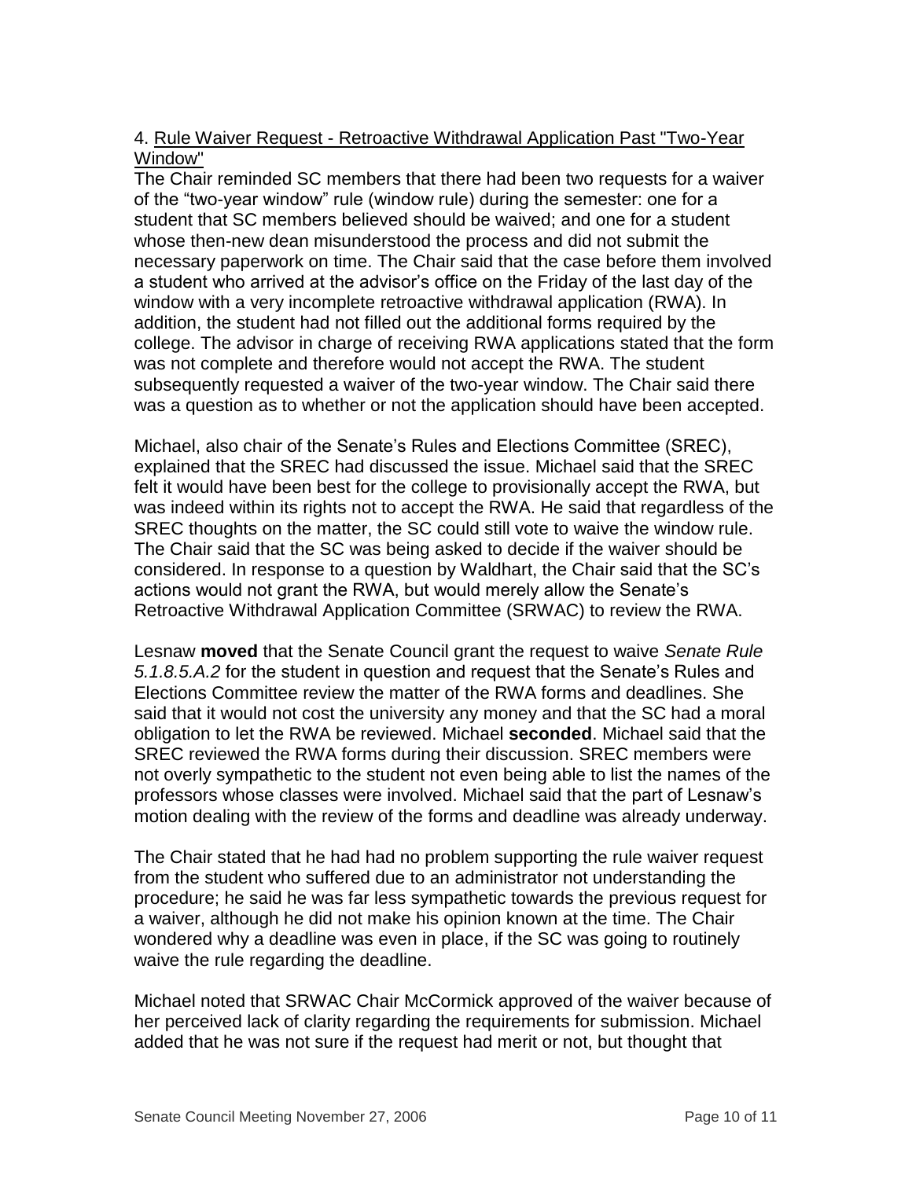4. Rule Waiver Request - Retroactive Withdrawal Application Past "Two-Year Window"

The Chair reminded SC members that there had been two requests for a waiver of the "two-year window" rule (window rule) during the semester: one for a student that SC members believed should be waived; and one for a student whose then-new dean misunderstood the process and did not submit the necessary paperwork on time. The Chair said that the case before them involved a student who arrived at the advisor's office on the Friday of the last day of the window with a very incomplete retroactive withdrawal application (RWA). In addition, the student had not filled out the additional forms required by the college. The advisor in charge of receiving RWA applications stated that the form was not complete and therefore would not accept the RWA. The student subsequently requested a waiver of the two-year window. The Chair said there was a question as to whether or not the application should have been accepted.

Michael, also chair of the Senate's Rules and Elections Committee (SREC), explained that the SREC had discussed the issue. Michael said that the SREC felt it would have been best for the college to provisionally accept the RWA, but was indeed within its rights not to accept the RWA. He said that regardless of the SREC thoughts on the matter, the SC could still vote to waive the window rule. The Chair said that the SC was being asked to decide if the waiver should be considered. In response to a question by Waldhart, the Chair said that the SC's actions would not grant the RWA, but would merely allow the Senate's Retroactive Withdrawal Application Committee (SRWAC) to review the RWA.

Lesnaw **moved** that the Senate Council grant the request to waive *Senate Rule 5.1.8.5.A.2* for the student in question and request that the Senate's Rules and Elections Committee review the matter of the RWA forms and deadlines. She said that it would not cost the university any money and that the SC had a moral obligation to let the RWA be reviewed. Michael **seconded**. Michael said that the SREC reviewed the RWA forms during their discussion. SREC members were not overly sympathetic to the student not even being able to list the names of the professors whose classes were involved. Michael said that the part of Lesnaw's motion dealing with the review of the forms and deadline was already underway.

The Chair stated that he had had no problem supporting the rule waiver request from the student who suffered due to an administrator not understanding the procedure; he said he was far less sympathetic towards the previous request for a waiver, although he did not make his opinion known at the time. The Chair wondered why a deadline was even in place, if the SC was going to routinely waive the rule regarding the deadline.

Michael noted that SRWAC Chair McCormick approved of the waiver because of her perceived lack of clarity regarding the requirements for submission. Michael added that he was not sure if the request had merit or not, but thought that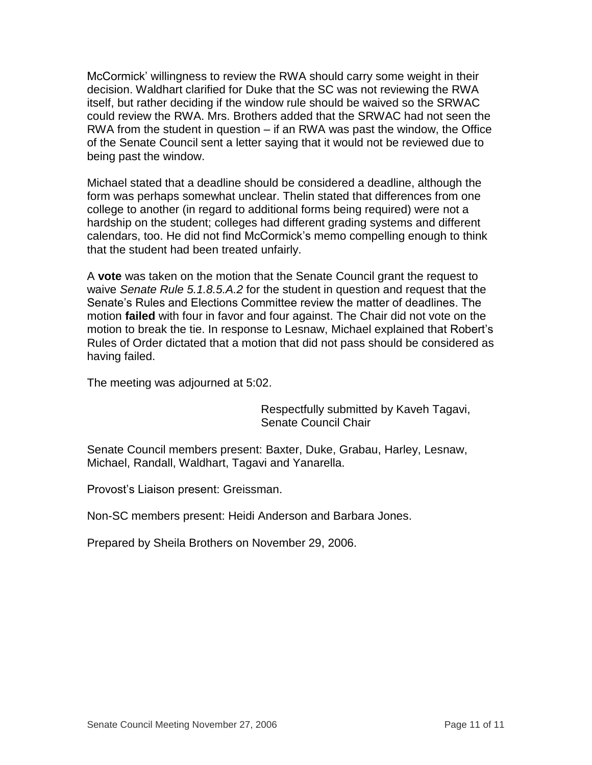McCormick' willingness to review the RWA should carry some weight in their decision. Waldhart clarified for Duke that the SC was not reviewing the RWA itself, but rather deciding if the window rule should be waived so the SRWAC could review the RWA. Mrs. Brothers added that the SRWAC had not seen the RWA from the student in question – if an RWA was past the window, the Office of the Senate Council sent a letter saying that it would not be reviewed due to being past the window.

Michael stated that a deadline should be considered a deadline, although the form was perhaps somewhat unclear. Thelin stated that differences from one college to another (in regard to additional forms being required) were not a hardship on the student; colleges had different grading systems and different calendars, too. He did not find McCormick's memo compelling enough to think that the student had been treated unfairly.

A **vote** was taken on the motion that the Senate Council grant the request to waive *Senate Rule 5.1.8.5.A.2* for the student in question and request that the Senate's Rules and Elections Committee review the matter of deadlines. The motion **failed** with four in favor and four against. The Chair did not vote on the motion to break the tie. In response to Lesnaw, Michael explained that Robert's Rules of Order dictated that a motion that did not pass should be considered as having failed.

The meeting was adjourned at 5:02.

Respectfully submitted by Kaveh Tagavi,
Senate Council Chair

Senate Council members present: Baxter, Duke, Grabau, Harley, Lesnaw, Michael, Randall, Waldhart, Tagavi and Yanarella.

Provost's Liaison present: Greissman.

Non-SC members present: Heidi Anderson and Barbara Jones.

Prepared by Sheila Brothers on November 29, 2006.